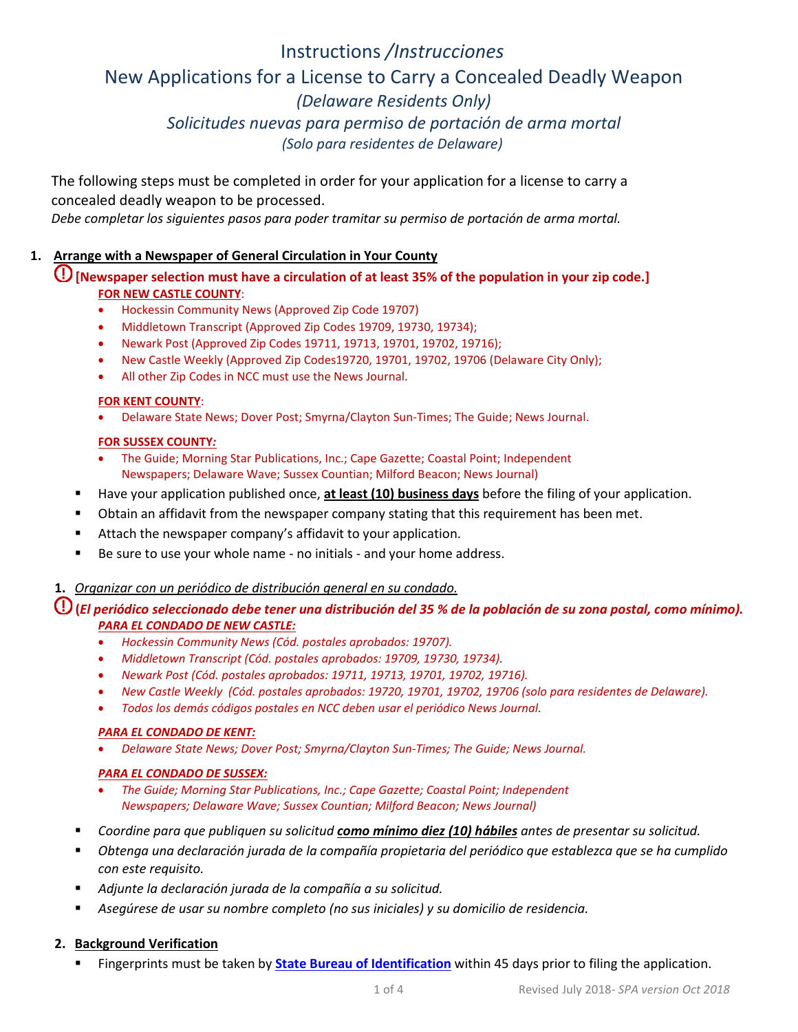# Instructions /*Instrucciones*

## New Applications for a License to Carry a Concealed Deadly Weapon

*(Delaware Residents Only)*

*Solicitudes nuevas para permiso de portación de arma mortal*

*(Solo para residentes de Delaware)*

The following steps must be completed in order for your application for a license to carry a concealed deadly weapon to be processed.

*Debe completar los siguientes pasos para poder tramitar su permiso de portación de arma mortal.*

1. **Arrange with a Newspaper of General Circulation in Your County**

**[Newspaper selection must have a circulation of at least 35% of the population in your zip code.]**

**FOR NEW CASTLE COUNTY:**

- Hockessin Community News (Approved Zip Code 19707)
- Middletown Transcript (Approved Zip Codes 19709, 19730, 19734);
- Newark Post (Approved Zip Codes 19711, 19713, 19701, 19702, 19716);
- New Castle Weekly (Approved Zip Codes19720, 19701, 19702, 19706 (Delaware City Only);
- All other Zip Codes in NCC must use the News Journal.

**FOR KENT COUNTY:**

- Delaware State News; Dover Post; Smyrna/Clayton Sun-Times; The Guide; News Journal.

**FOR SUSSEX COUNTY:**

- The Guide; Morning Star Publications, Inc.; Cape Gazette; Coastal Point; Independent Newspapers; Delaware Wave; Sussex Countian; Milford Beacon; News Journal)

- Have your application published once, **at least (10) business days** before the filing of your application.
- Obtain an affidavit from the newspaper company stating that this requirement has been met.
- Attach the newspaper company's affidavit to your application.
- Be sure to use your whole name - no initials - and your home address.

1. *Organizar con un periódico de distribución general en su condado.*

***(El periódico seleccionado debe tener una distribución del 35 % de la población de su zona postal, como mínimo).***

***PARA EL CONDADO DE NEW CASTLE:***

- *Hockessin Community News (Cód. postales aprobados: 19707).*
- *Middletown Transcript (Cód. postales aprobados: 19709, 19730, 19734).*
- *Newark Post (Cód. postales aprobados: 19711, 19713, 19701, 19702, 19716).*
- *New Castle Weekly (Cód. postales aprobados: 19720, 19701, 19702, 19706 (solo para residentes de Delaware).*
- *Todos los demás códigos postales en NCC deben usar el periódico News Journal.*

***PARA EL CONDADO DE KENT:***

- *Delaware State News; Dover Post; Smyrna/Clayton Sun-Times; The Guide; News Journal.*

***PARA EL CONDADO DE SUSSEX:***

- *The Guide; Morning Star Publications, Inc.; Cape Gazette; Coastal Point; Independent Newspapers; Delaware Wave; Sussex Countian; Milford Beacon; News Journal)*

- *Coordine para que publiquen su solicitud **como mínimo diez (10) hábiles** antes de presentar su solicitud.*
- *Obtenga una declaración jurada de la compañía propietaria del periódico que establezca que se ha cumplido con este requisito.*
- *Adjunte la declaración jurada de la compañía a su solicitud.*
- *Asegúrese de usar su nombre completo (no sus iniciales) y su domicilio de residencia.*

2. **Background Verification**

- Fingerprints must be taken by **State Bureau of Identification** within 45 days prior to filing the application.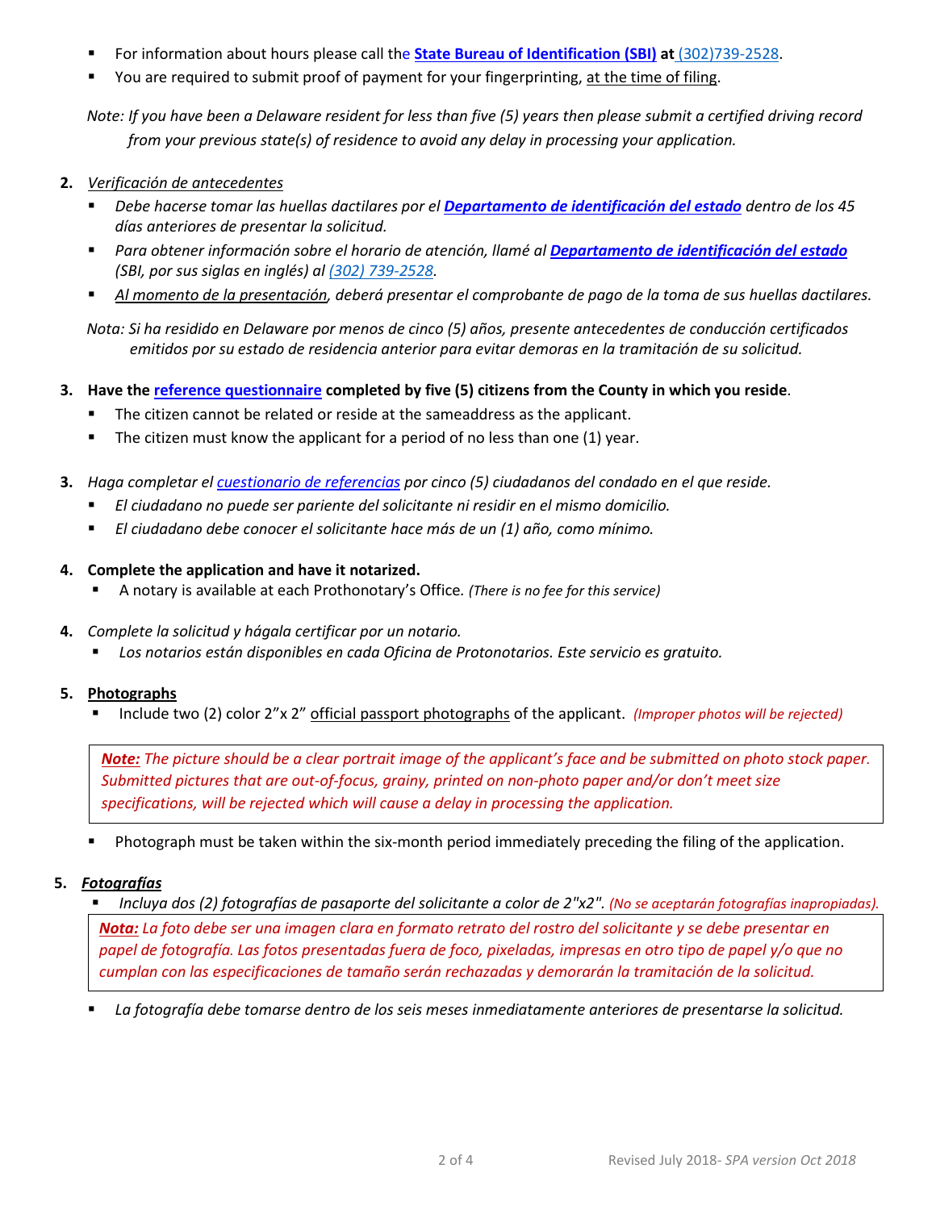- For information about hours please call the **State Bureau of Identification (SBI) at** (302)739-2528.
- You are required to submit proof of payment for your fingerprinting, at the time of filing.

*Note: If you have been a Delaware resident for less than five (5) years then please submit a certified driving record from your previous state(s) of residence to avoid any delay in processing your application.*

2. *Verificación de antecedentes*
   - *Debe hacerse tomar las huellas dactilares por el* ***Departamento de identificación del estado*** *dentro de los 45 días anteriores de presentar la solicitud.*
   - *Para obtener información sobre el horario de atención, llamé al* ***Departamento de identificación del estado*** *(SBI, por sus siglas en inglés) al (302) 739-2528.*
   - *Al momento de la presentación, deberá presentar el comprobante de pago de la toma de sus huellas dactilares.*

*Nota: Si ha residido en Delaware por menos de cinco (5) años, presente antecedentes de conducción certificados emitidos por su estado de residencia anterior para evitar demoras en la tramitación de su solicitud.*

3. **Have the reference questionnaire completed by five (5) citizens from the County in which you reside**.
   - The citizen cannot be related or reside at the sameaddress as the applicant.
   - The citizen must know the applicant for a period of no less than one (1) year.

3. *Haga completar el cuestionario de referencias por cinco (5) ciudadanos del condado en el que reside.*
   - *El ciudadano no puede ser pariente del solicitante ni residir en el mismo domicilio.*
   - *El ciudadano debe conocer el solicitante hace más de un (1) año, como mínimo.*

4. **Complete the application and have it notarized.**
   - A notary is available at each Prothonotary's Office. *(There is no fee for this service)*

4. *Complete la solicitud y hágala certificar por un notario.*
   - *Los notarios están disponibles en cada Oficina de Protonotarios. Este servicio es gratuito.*

5. **Photographs**
   - Include two (2) color 2"x 2" official passport photographs of the applicant. *(Improper photos will be rejected)*

***Note:*** *The picture should be a clear portrait image of the applicant's face and be submitted on photo stock paper. Submitted pictures that are out-of-focus, grainy, printed on non-photo paper and/or don't meet size specifications, will be rejected which will cause a delay in processing the application.*

   - Photograph must be taken within the six-month period immediately preceding the filing of the application.

5. ***Fotografías***
   - *Incluya dos (2) fotografías de pasaporte del solicitante a color de 2"x2". (No se aceptarán fotografías inapropiadas).*

***Nota:*** *La foto debe ser una imagen clara en formato retrato del rostro del solicitante y se debe presentar en papel de fotografía. Las fotos presentadas fuera de foco, pixeladas, impresas en otro tipo de papel y/o que no cumplan con las especificaciones de tamaño serán rechazadas y demorarán la tramitación de la solicitud.*

   - *La fotografía debe tomarse dentro de los seis meses inmediatamente anteriores de presentarse la solicitud.*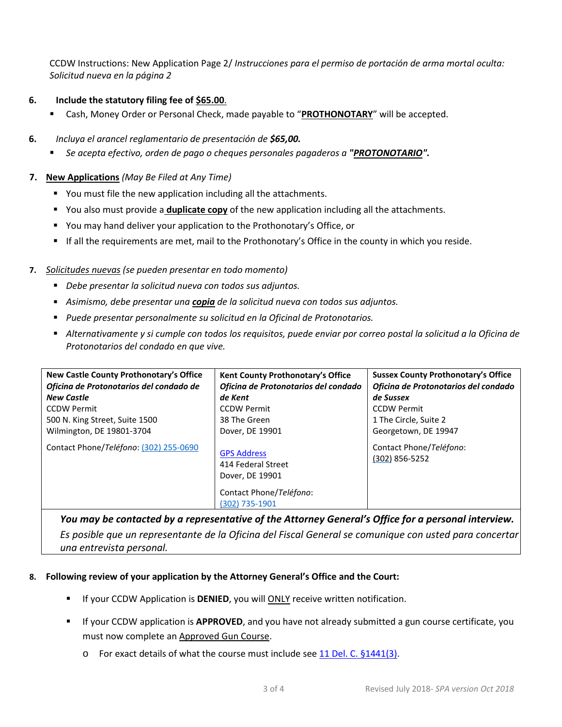CCDW Instructions: New Application Page 2/ *Instrucciones para el permiso de portación de arma mortal oculta: Solicitud nueva en la página 2*

6. **Include the statutory filing fee of <u>$65.00</u>.**
   - Cash, Money Order or Personal Check, made payable to "**<u>PROTHONOTARY</u>**" will be accepted.

6. *Incluya el arancel reglamentario de presentación de **$65,00.***
   - *Se acepta efectivo, orden de pago o cheques personales pagaderos a **"<u>PROTONOTARIO</u>".***

7. **<u>New Applications</u>** *(May Be Filed at Any Time)*
   - You must file the new application including all the attachments.
   - You also must provide a **<u>duplicate copy</u>** of the new application including all the attachments.
   - You may hand deliver your application to the Prothonotary's Office, or
   - If all the requirements are met, mail to the Prothonotary's Office in the county in which you reside.

7. *<u>Solicitudes nuevas</u> (se pueden presentar en todo momento)*
   - *Debe presentar la solicitud nueva con todos sus adjuntos.*
   - *Asimismo, debe presentar una **<u>copia</u>** de la solicitud nueva con todos sus adjuntos.*
   - *Puede presentar personalmente su solicitud en la Oficinal de Protonotarios.*
   - *Alternativamente y si cumple con todos los requisitos, puede enviar por correo postal la solicitud a la Oficina de Protonotarios del condado en que vive.*

| New Castle County Prothonotary's Office | Kent County Prothonotary's Office | Sussex County Prothonotary's Office |
|---|---|---|
| ***Oficina de Protonotarios del condado de New Castle***<br>CCDW Permit<br>500 N. King Street, Suite 1500<br>Wilmington, DE 19801-3704<br><br>Contact Phone/*Teléfono*: (302) 255-0690 | ***Oficina de Protonotarios del condado de Kent***<br>CCDW Permit<br>38 The Green<br>Dover, DE 19901<br><br>GPS Address<br>414 Federal Street<br>Dover, DE 19901<br><br>Contact Phone/*Teléfono*:<br>(302) 735-1901 | ***Oficina de Protonotarios del condado de Sussex***<br>CCDW Permit<br>1 The Circle, Suite 2<br>Georgetown, DE 19947<br><br>Contact Phone/*Teléfono*:<br>(302) 856-5252 |

***You may be contacted by a representative of the Attorney General's Office for a personal interview.***

*Es posible que un representante de la Oficina del Fiscal General se comunique con usted para concertar una entrevista personal.*

8. **Following review of your application by the Attorney General's Office and the Court:**
   - If your CCDW Application is **DENIED**, you will <u>ONLY</u> receive written notification.
   - If your CCDW application is **APPROVED**, and you have not already submitted a gun course certificate, you must now complete an <u>Approved Gun Course</u>.
     - For exact details of what the course must include see 11 Del. C. §1441(3).

Revised July 2018- *SPA version Oct 2018*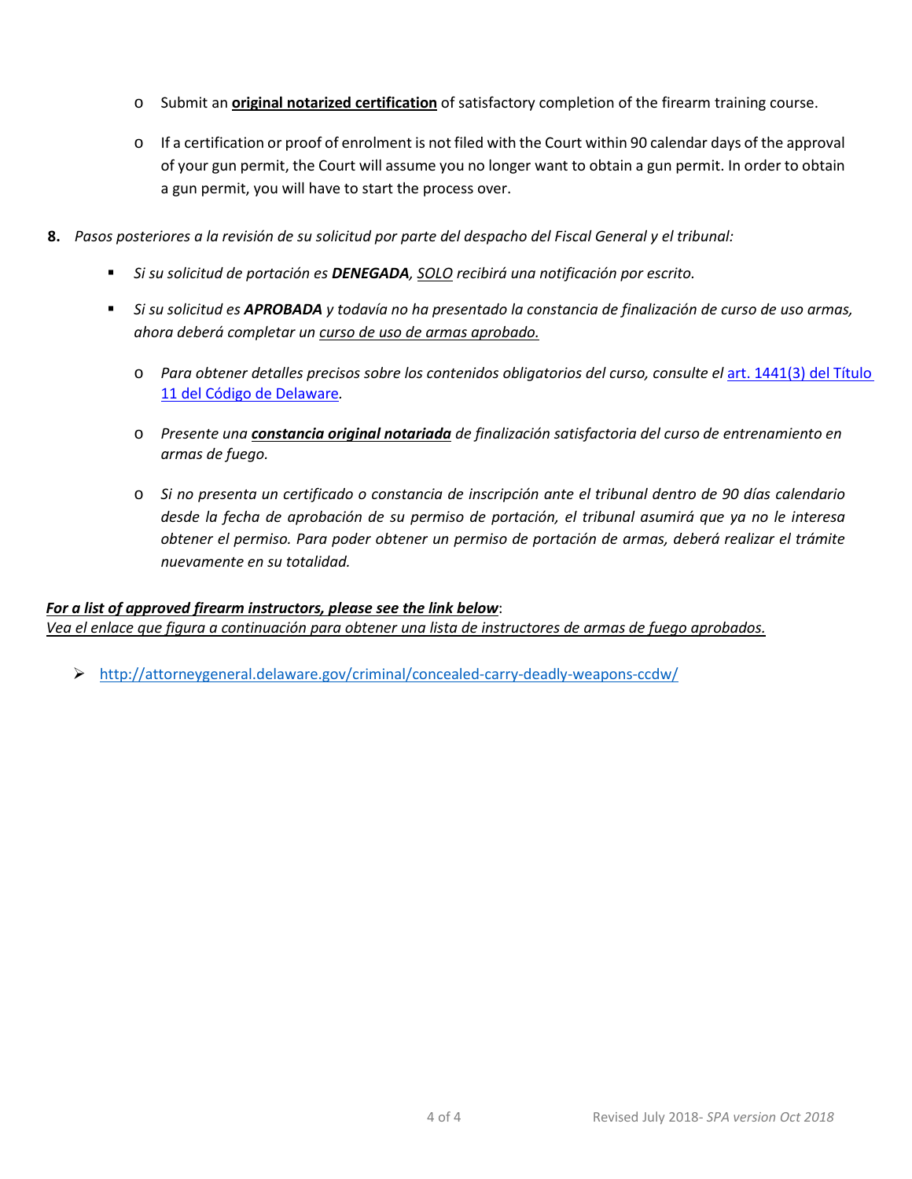- Submit an **original notarized certification** of satisfactory completion of the firearm training course.
- If a certification or proof of enrolment is not filed with the Court within 90 calendar days of the approval of your gun permit, the Court will assume you no longer want to obtain a gun permit. In order to obtain a gun permit, you will have to start the process over.

**8.** *Pasos posteriores a la revisión de su solicitud por parte del despacho del Fiscal General y el tribunal:*

- *Si su solicitud de portación es* ***DENEGADA****, SOLO recibirá una notificación por escrito.*
- *Si su solicitud es* ***APROBADA*** *y todavía no ha presentado la constancia de finalización de curso de uso armas, ahora deberá completar un curso de uso de armas aprobado.*
  - *Para obtener detalles precisos sobre los contenidos obligatorios del curso, consulte el art. 1441(3) del Título 11 del Código de Delaware.*
  - *Presente una* ***constancia original notariada*** *de finalización satisfactoria del curso de entrenamiento en armas de fuego.*
  - *Si no presenta un certificado o constancia de inscripción ante el tribunal dentro de 90 días calendario desde la fecha de aprobación de su permiso de portación, el tribunal asumirá que ya no le interesa obtener el permiso. Para poder obtener un permiso de portación de armas, deberá realizar el trámite nuevamente en su totalidad.*

***For a list of approved firearm instructors, please see the link below*:**
*Vea el enlace que figura a continuación para obtener una lista de instructores de armas de fuego aprobados.*

- http://attorneygeneral.delaware.gov/criminal/concealed-carry-deadly-weapons-ccdw/